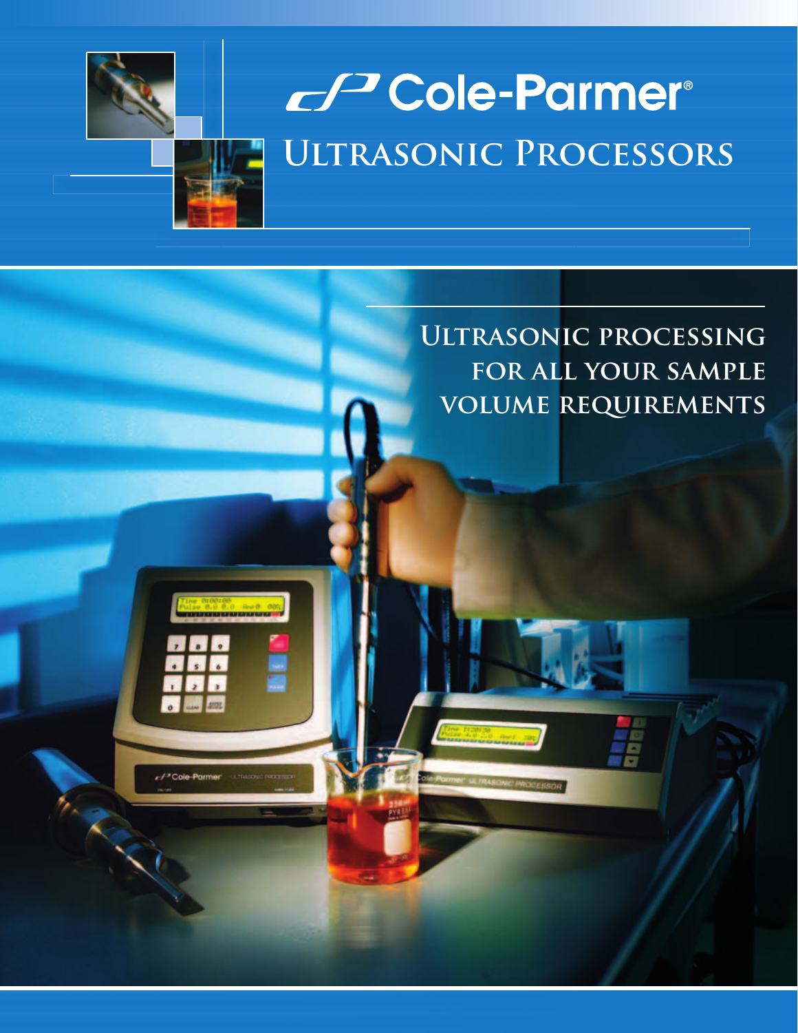# Cole-Parmer®

## Ultrasonic Processors

### Ultrasonic processing for all your sample volume requirements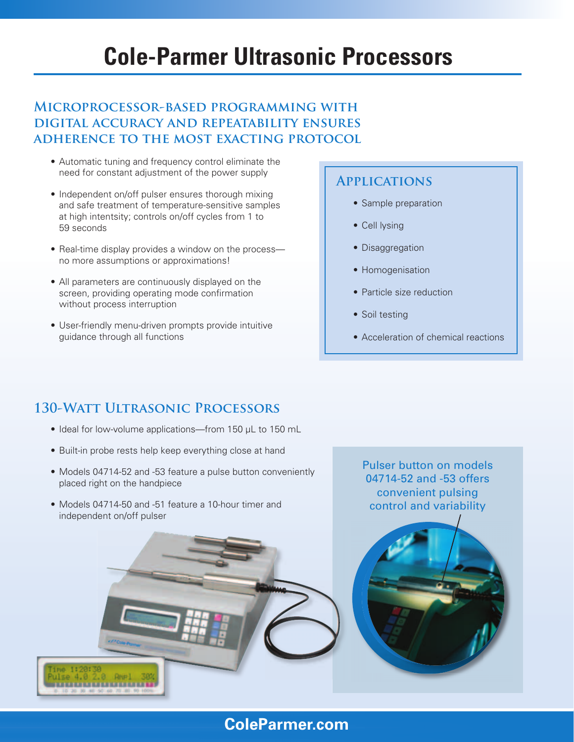# Cole-Parmer Ultrasonic Processors

## Microprocessor-based programming with digital accuracy and repeatability ensures adherence to the most exacting protocol

- Automatic tuning and frequency control eliminate the need for constant adjustment of the power supply
- Independent on/off pulser ensures thorough mixing and safe treatment of temperature-sensitive samples at high intentsity; controls on/off cycles from 1 to 59 seconds
- Real-time display provides a window on the process—no more assumptions or approximations!
- All parameters are continuously displayed on the screen, providing operating mode confirmation without process interruption
- User-friendly menu-driven prompts provide intuitive guidance through all functions

### Applications

- Sample preparation
- Cell lysing
- Disaggregation
- Homogenisation
- Particle size reduction
- Soil testing
- Acceleration of chemical reactions

## 130-Watt Ultrasonic Processors

- Ideal for low-volume applications—from 150 µL to 150 mL
- Built-in probe rests help keep everything close at hand
- Models 04714-52 and -53 feature a pulse button conveniently placed right on the handpiece
- Models 04714-50 and -51 feature a 10-hour timer and independent on/off pulser

Pulser button on models 04714-52 and -53 offers convenient pulsing control and variability

ColeParmer.com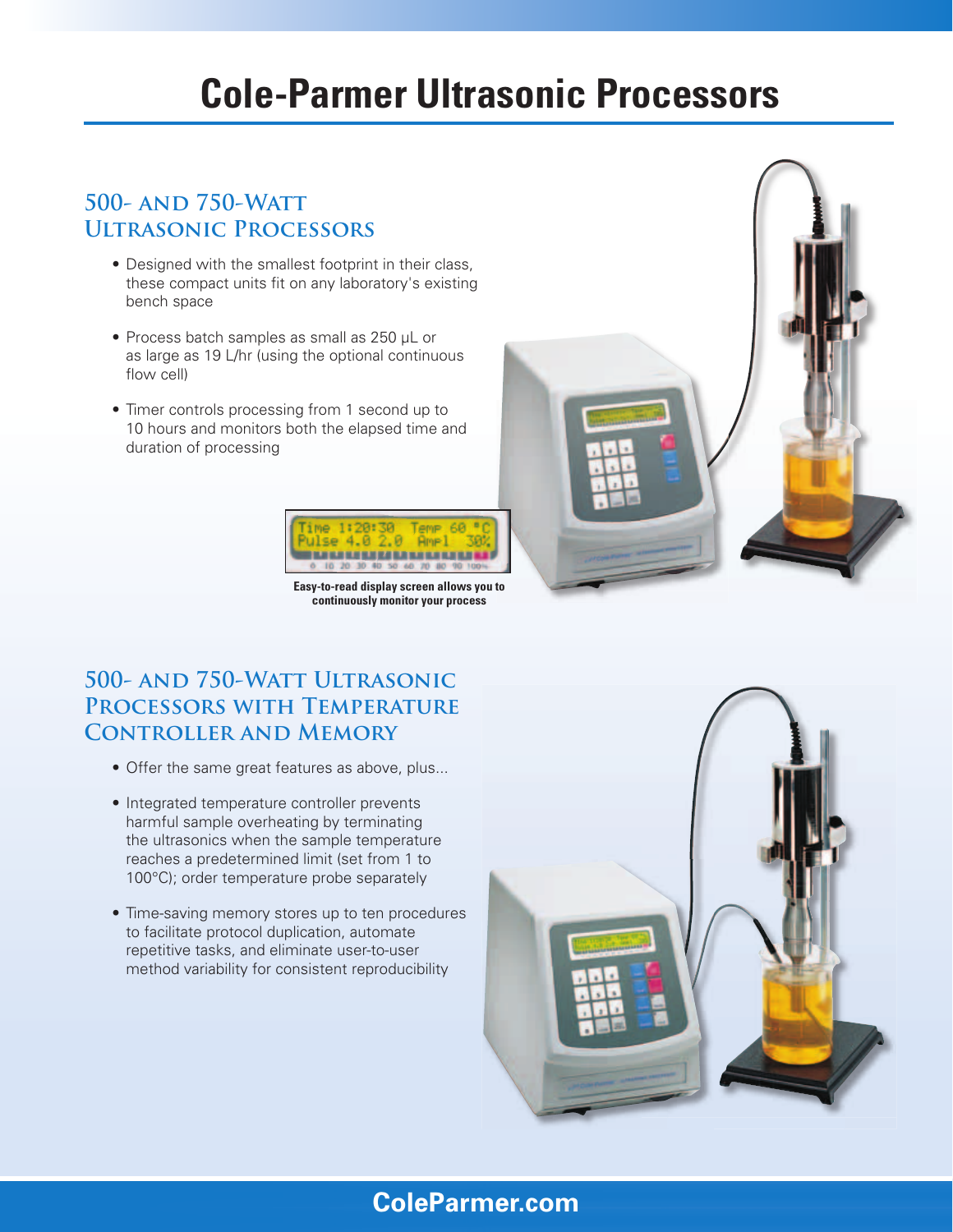# Cole-Parmer Ultrasonic Processors

## 500- and 750-Watt Ultrasonic Processors

- Designed with the smallest footprint in their class, these compact units fit on any laboratory's existing bench space
- Process batch samples as small as 250 µL or as large as 19 L/hr (using the optional continuous flow cell)
- Timer controls processing from 1 second up to 10 hours and monitors both the elapsed time and duration of processing

Easy-to-read display screen allows you to continuously monitor your process

## 500- and 750-Watt Ultrasonic Processors with Temperature Controller and Memory

- Offer the same great features as above, plus...
- Integrated temperature controller prevents harmful sample overheating by terminating the ultrasonics when the sample temperature reaches a predetermined limit (set from 1 to 100°C); order temperature probe separately
- Time-saving memory stores up to ten procedures to facilitate protocol duplication, automate repetitive tasks, and eliminate user-to-user method variability for consistent reproducibility

ColeParmer.com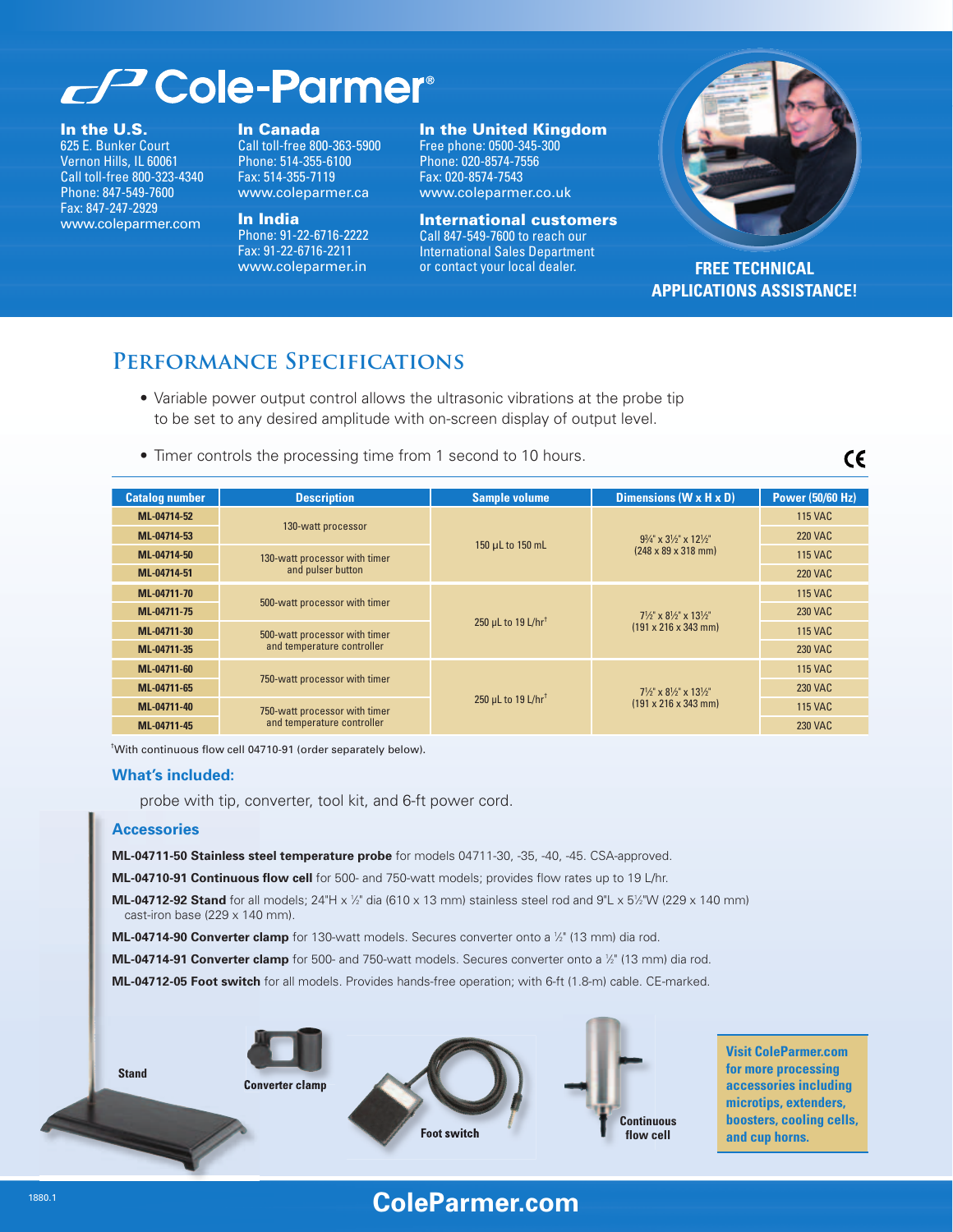# Cole-Parmer

**In the U.S.**
625 E. Bunker Court
Vernon Hills, IL 60061
Call toll-free 800-323-4340
Phone: 847-549-7600
Fax: 847-247-2929
www.coleparmer.com

**In Canada**
Call toll-free 800-363-5900
Phone: 514-355-6100
Fax: 514-355-7119
www.coleparmer.ca

**In India**
Phone: 91-22-6716-2222
Fax: 91-22-6716-2211
www.coleparmer.in

**In the United Kingdom**
Free phone: 0500-345-300
Phone: 020-8574-7556
Fax: 020-8574-7543
www.coleparmer.co.uk

**International customers**
Call 847-549-7600 to reach our International Sales Department or contact your local dealer.

**FREE TECHNICAL APPLICATIONS ASSISTANCE!**

## Performance Specifications

- Variable power output control allows the ultrasonic vibrations at the probe tip to be set to any desired amplitude with on-screen display of output level.
- Timer controls the processing time from 1 second to 10 hours.

CE

| Catalog number | Description | Sample volume | Dimensions (W x H x D) | Power (50/60 Hz) |
|---|---|---|---|---|
| ML-04714-52 | 130-watt processor | 150 µL to 150 mL | 9¾" x 3½" x 12½" (248 x 89 x 318 mm) | 115 VAC |
| ML-04714-53 | | | | 220 VAC |
| ML-04714-50 | 130-watt processor with timer and pulser button | | | 115 VAC |
| ML-04714-51 | | | | 220 VAC |
| ML-04711-70 | 500-watt processor with timer | 250 µL to 19 L/hr† | 7½" x 8½" x 13½" (191 x 216 x 343 mm) | 115 VAC |
| ML-04711-75 | | | | 230 VAC |
| ML-04711-30 | 500-watt processor with timer and temperature controller | | | 115 VAC |
| ML-04711-35 | | | | 230 VAC |
| ML-04711-60 | 750-watt processor with timer | 250 µL to 19 L/hr† | 7½" x 8½" x 13½" (191 x 216 x 343 mm) | 115 VAC |
| ML-04711-65 | | | | 230 VAC |
| ML-04711-40 | 750-watt processor with timer and temperature controller | | | 115 VAC |
| ML-04711-45 | | | | 230 VAC |

†With continuous flow cell 04710-91 (order separately below).

### What's included:

probe with tip, converter, tool kit, and 6-ft power cord.

### Accessories

**ML-04711-50 Stainless steel temperature probe** for models 04711-30, -35, -40, -45. CSA-approved.

**ML-04710-91 Continuous flow cell** for 500- and 750-watt models; provides flow rates up to 19 L/hr.

**ML-04712-92 Stand** for all models; 24"H x ½" dia (610 x 13 mm) stainless steel rod and 9"L x 5½"W (229 x 140 mm) cast-iron base (229 x 140 mm).

**ML-04714-90 Converter clamp** for 130-watt models. Secures converter onto a ½" (13 mm) dia rod.

**ML-04714-91 Converter clamp** for 500- and 750-watt models. Secures converter onto a ½" (13 mm) dia rod.

**ML-04712-05 Foot switch** for all models. Provides hands-free operation; with 6-ft (1.8-m) cable. CE-marked.

Stand

Converter clamp

Foot switch

Continuous flow cell

**Visit ColeParmer.com for more processing accessories including microtips, extenders, boosters, cooling cells, and cup horns.**

1880.1

**ColeParmer.com**